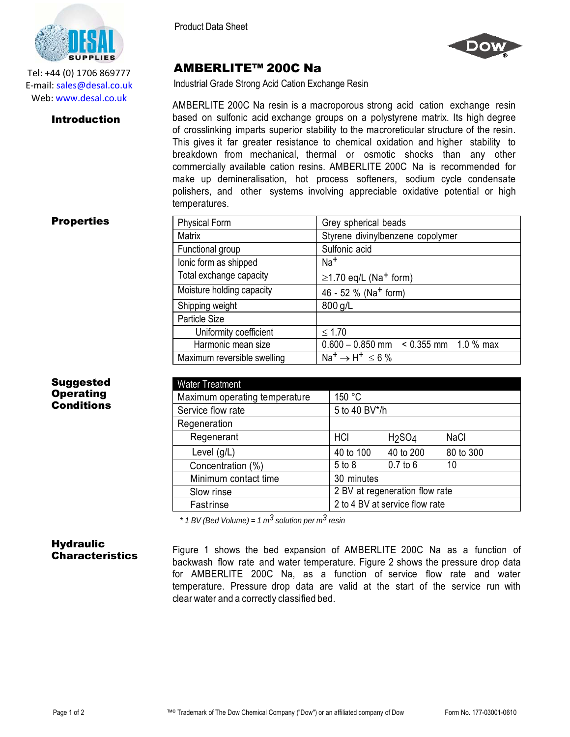Tel: +44 (0) 1706 869777
E-mail: sales@desal.co.uk
Web: www.desal.co.uk

Product Data Sheet

# AMBERLITE™ 200C Na

Industrial Grade Strong Acid Cation Exchange Resin

## Introduction

AMBERLITE 200C Na resin is a macroporous strong acid cation exchange resin based on sulfonic acid exchange groups on a polystyrene matrix. Its high degree of crosslinking imparts superior stability to the macroreticular structure of the resin. This gives it far greater resistance to chemical oxidation and higher stability to breakdown from mechanical, thermal or osmotic shocks than any other commercially available cation resins. AMBERLITE 200C Na is recommended for make up demineralisation, hot process softeners, sodium cycle condensate polishers, and other systems involving appreciable oxidative potential or high temperatures.

## Properties

| | |
|---|---|
| Physical Form | Grey spherical beads |
| Matrix | Styrene divinylbenzene copolymer |
| Functional group | Sulfonic acid |
| Ionic form as shipped | $Na^+$ |
| Total exchange capacity | $\geq$1.70 eq/L ($Na^+$ form) |
| Moisture holding capacity | 46 - 52 % ($Na^+$ form) |
| Shipping weight | 800 g/L |
| Particle Size | |
| Uniformity coefficient | $\leq$ 1.70 |
| Harmonic mean size | 0.600 – 0.850 mm   < 0.355 mm   1.0 % max |
| Maximum reversible swelling | $Na^+ \rightarrow H^+ \leq 6$ % |

## Suggested Operating Conditions

| Water Treatment | | | |
|---|---|---|---|
| Maximum operating temperature | 150 °C | | |
| Service flow rate | 5 to 40 BV*/h | | |
| Regeneration | | | |
| Regenerant | HCl | $H_2SO_4$ | NaCl |
| Level (g/L) | 40 to 100 | 40 to 200 | 80 to 300 |
| Concentration (%) | 5 to 8 | 0.7 to 6 | 10 |
| Minimum contact time | 30 minutes | | |
| Slow rinse | 2 BV at regeneration flow rate | | |
| Fast rinse | 2 to 4 BV at service flow rate | | |

*\* 1 BV (Bed Volume) = 1 $m^3$ solution per $m^3$ resin*

## Hydraulic Characteristics

Figure 1 shows the bed expansion of AMBERLITE 200C Na as a function of backwash flow rate and water temperature. Figure 2 shows the pressure drop data for AMBERLITE 200C Na, as a function of service flow rate and water temperature. Pressure drop data are valid at the start of the service run with clear water and a correctly classified bed.

™® Trademark of The Dow Chemical Company ("Dow") or an affiliated company of Dow

Form No. 177-03001-0610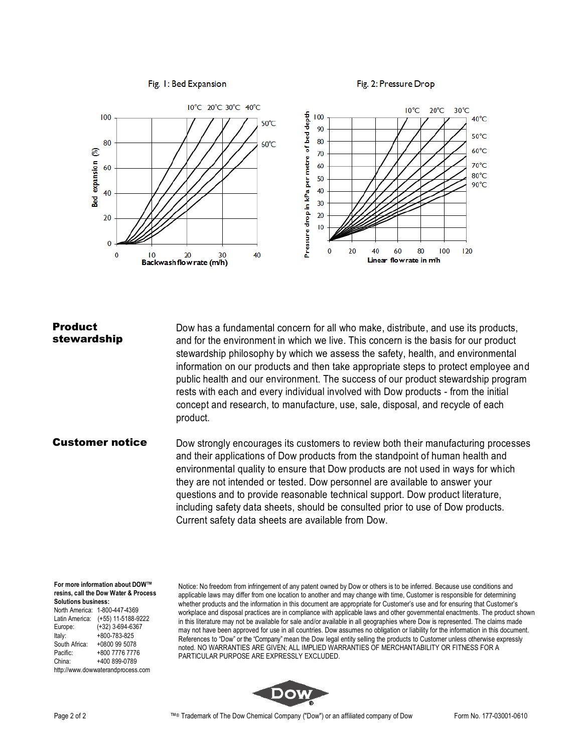Fig. 1: Bed Expansion

10°C 20°C 30°C 40°C

50°C

60°C

Bed expansion (%)

100
80
60
40
20
0

0 10 20 30 40

Backwash flowrate (m/h)

Fig. 2: Pressure Drop

10°C 20°C 30°C

40°C

50°C

60°C

70°C

80°C

90°C

Pressure drop in kPa per metre of bed depth

100
90
80
70
60
50
40
30
20
10

0 20 40 60 80 100 120

Linear flowrate in m/h

## Product stewardship

Dow has a fundamental concern for all who make, distribute, and use its products, and for the environment in which we live. This concern is the basis for our product stewardship philosophy by which we assess the safety, health, and environmental information on our products and then take appropriate steps to protect employee and public health and our environment. The success of our product stewardship program rests with each and every individual involved with Dow products - from the initial concept and research, to manufacture, use, sale, disposal, and recycle of each product.

## Customer notice

Dow strongly encourages its customers to review both their manufacturing processes and their applications of Dow products from the standpoint of human health and environmental quality to ensure that Dow products are not used in ways for which they are not intended or tested. Dow personnel are available to answer your questions and to provide reasonable technical support. Dow product literature, including safety data sheets, should be consulted prior to use of Dow products. Current safety data sheets are available from Dow.

**For more information about DOW™ resins, call the Dow Water & Process Solutions business:**

North America: 1-800-447-4369
Latin America: (+55) 11-5188-9222
Europe: (+32) 3-694-6367
Italy: +800-783-825
South Africa: +0800 99 5078
Pacific: +800 7776 7776
China: +400 899-0789
http://www.dowwaterandprocess.com

Notice: No freedom from infringement of any patent owned by Dow or others is to be inferred. Because use conditions and applicable laws may differ from one location to another and may change with time, Customer is responsible for determining whether products and the information in this document are appropriate for Customer's use and for ensuring that Customer's workplace and disposal practices are in compliance with applicable laws and other governmental enactments. The product shown in this literature may not be available for sale and/or available in all geographies where Dow is represented. The claims made may not have been approved for use in all countries. Dow assumes no obligation or liability for the information in this document. References to "Dow" or the "Company" mean the Dow legal entity selling the products to Customer unless otherwise expressly noted. NO WARRANTIES ARE GIVEN; ALL IMPLIED WARRANTIES OF MERCHANTABILITY OR FITNESS FOR A PARTICULAR PURPOSE ARE EXPRESSLY EXCLUDED.

DOW

™® Trademark of The Dow Chemical Company ("Dow") or an affiliated company of Dow

Form No. 177-03001-0610